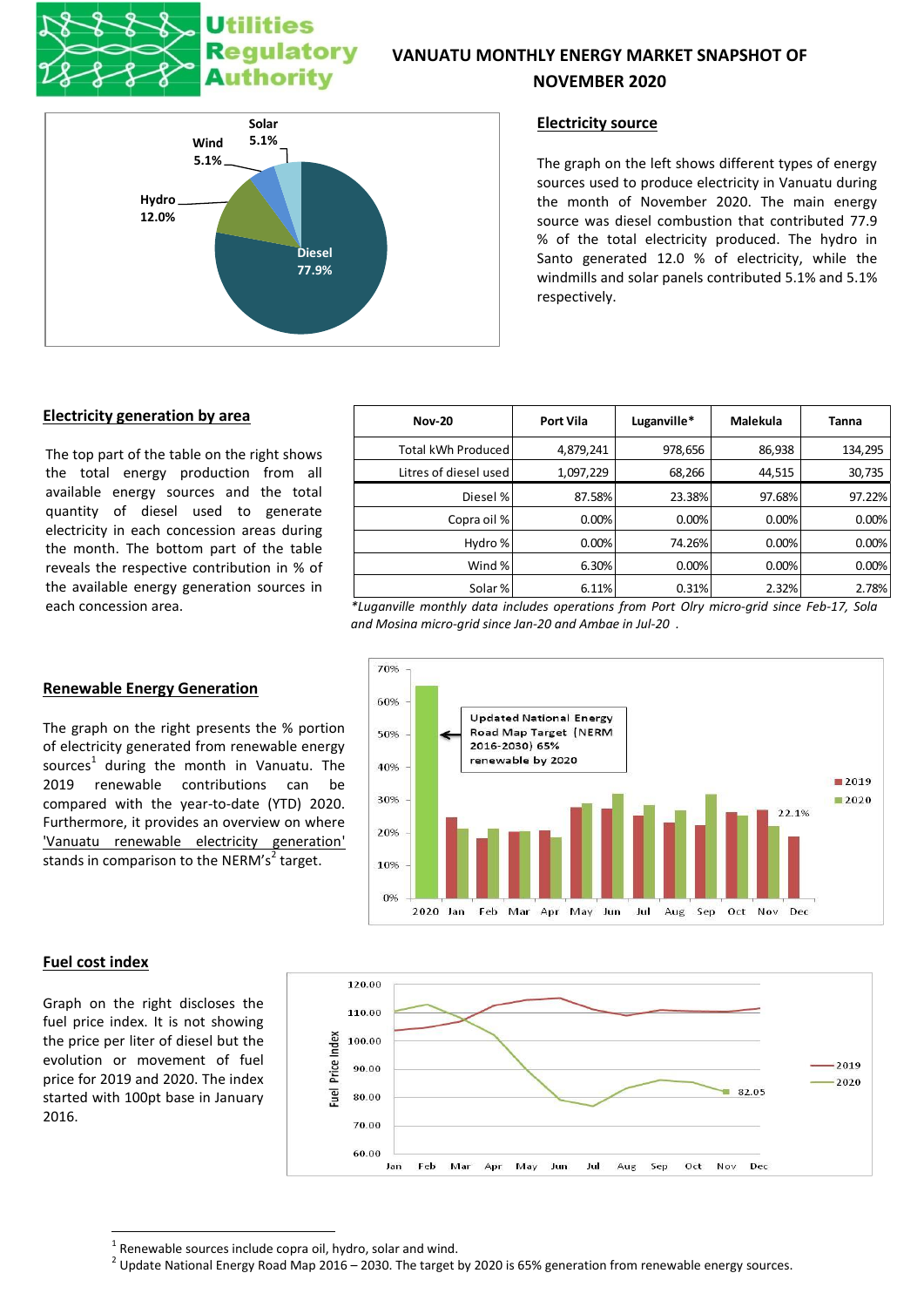# VANUATU MONTHLY ENERGY MARKET SNAPSHOT OF NOVEMBER 2020

Utilities Regulatory Authority

Solar 5.1%
Wind 5.1%
Hydro 12.0%
Diesel 77.9%

## Electricity source

The graph on the left shows different types of energy sources used to produce electricity in Vanuatu during the month of November 2020. The main energy source was diesel combustion that contributed 77.9 % of the total electricity produced. The hydro in Santo generated 12.0 % of electricity, while the windmills and solar panels contributed 5.1% and 5.1% respectively.

## Electricity generation by area

The top part of the table on the right shows the total energy production from all available energy sources and the total quantity of diesel used to generate electricity in each concession areas during the month. The bottom part of the table reveals the respective contribution in % of the available energy generation sources in each concession area.

| Nov-20 | Port Vila | Luganville* | Malekula | Tanna |
|---|---|---|---|---|
| Total kWh Produced | 4,879,241 | 978,656 | 86,938 | 134,295 |
| Litres of diesel used | 1,097,229 | 68,266 | 44,515 | 30,735 |
| Diesel % | 87.58% | 23.38% | 97.68% | 97.22% |
| Copra oil % | 0.00% | 0.00% | 0.00% | 0.00% |
| Hydro % | 0.00% | 74.26% | 0.00% | 0.00% |
| Wind % | 6.30% | 0.00% | 0.00% | 0.00% |
| Solar % | 6.11% | 0.31% | 2.32% | 2.78% |

*\*Luganville monthly data includes operations from Port Olry micro-grid since Feb-17, Sola and Mosina micro-grid since Jan-20 and Ambae in Jul-20 .*

## Renewable Energy Generation

The graph on the right presents the % portion of electricity generated from renewable energy sources[1] during the month in Vanuatu. The 2019 renewable contributions can be compared with the year-to-date (YTD) 2020. Furthermore, it provides an overview on where 'Vanuatu renewable electricity generation' stands in comparison to the NERM's[2] target.

Updated National Energy Road Map Target (NERM 2016-2030) 65% renewable by 2020

22.1%

## Fuel cost index

Graph on the right discloses the fuel price index. It is not showing the price per liter of diesel but the evolution or movement of fuel price for 2019 and 2020. The index started with 100pt base in January 2016.

82.05

[1] Renewable sources include copra oil, hydro, solar and wind.

[2] Update National Energy Road Map 2016 – 2030. The target by 2020 is 65% generation from renewable energy sources.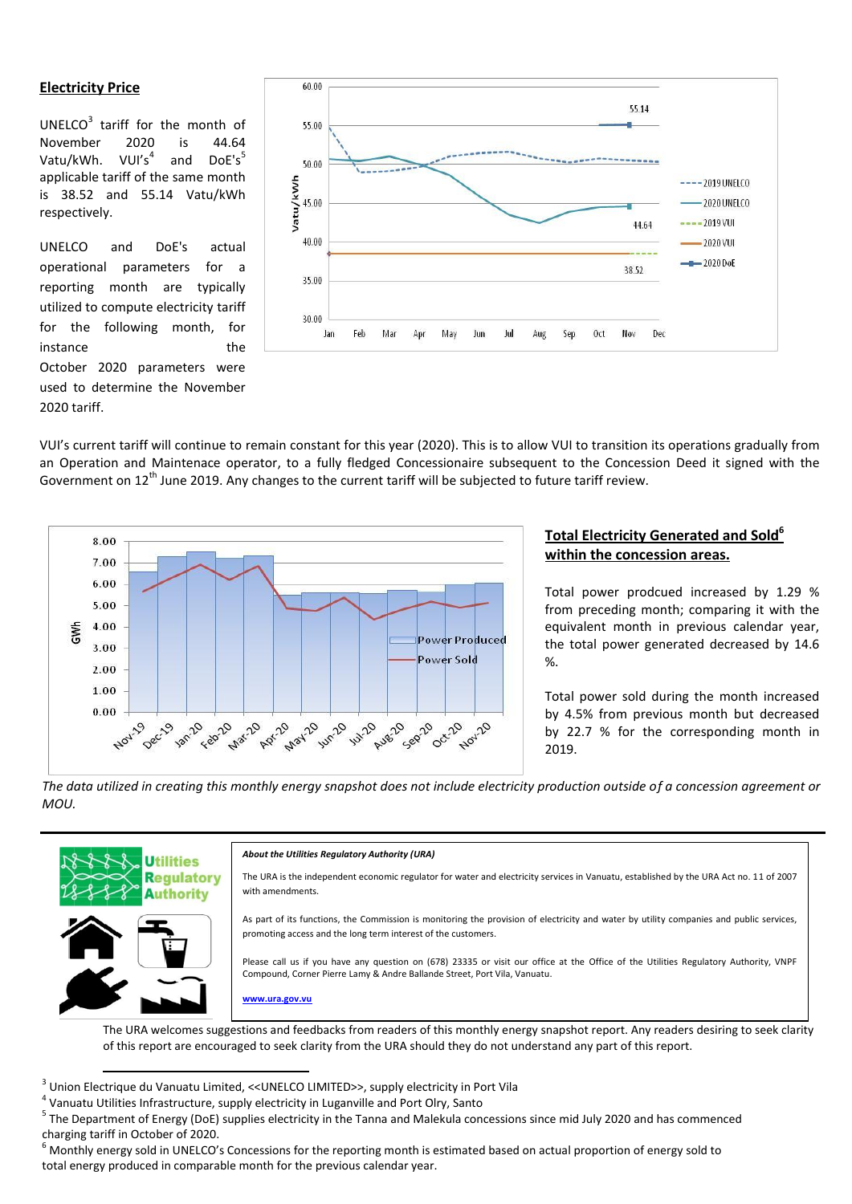## Electricity Price

UNELCO[3] tariff for the month of November 2020 is 44.64 Vatu/kWh. VUI's[4] and DoE's[5] applicable tariff of the same month is 38.52 and 55.14 Vatu/kWh respectively.

UNELCO and DoE's actual operational parameters for a reporting month are typically utilized to compute electricity tariff for the following month, for instance the October 2020 parameters were used to determine the November 2020 tariff.

60.00
55.00
50.00
45.00
40.00
35.00
30.00
Vatu/kWh
Jan Feb Mar Apr May Jun Jul Aug Sep Oct Nov Dec
55.14
44.64
38.52
2019 UNELCO
2020 UNELCO
2019 VUI
2020 VUI
2020 DoE

VUI's current tariff will continue to remain constant for this year (2020). This is to allow VUI to transition its operations gradually from an Operation and Maintenace operator, to a fully fledged Concessionaire subsequent to the Concession Deed it signed with the Government on 12th June 2019. Any changes to the current tariff will be subjected to future tariff review.

8.00
7.00
6.00
5.00
4.00
3.00
2.00
1.00
0.00
GWh
Nov-19 Dec-19 Jan-20 Feb-20 Mar-20 Apr-20 May-20 Jun-20 Jul-20 Aug-20 Sep-20 Oct-20 Nov-20
Power Produced
Power Sold

## Total Electricity Generated and Sold[6] within the concession areas.

Total power prodcued increased by 1.29 % from preceding month; comparing it with the equivalent month in previous calendar year, the total power generated decreased by 14.6 %.

Total power sold during the month increased by 4.5% from previous month but decreased by 22.7 % for the corresponding month in 2019.

*The data utilized in creating this monthly energy snapshot does not include electricity production outside of a concession agreement or MOU.*

Utilities Regulatory Authority

***About the Utilities Regulatory Authority (URA)***

The URA is the independent economic regulator for water and electricity services in Vanuatu, established by the URA Act no. 11 of 2007 with amendments.

As part of its functions, the Commission is monitoring the provision of electricity and water by utility companies and public services, promoting access and the long term interest of the customers.

Please call us if you have any question on (678) 23335 or visit our office at the Office of the Utilities Regulatory Authority, VNPF Compound, Corner Pierre Lamy & Andre Ballande Street, Port Vila, Vanuatu.

www.ura.gov.vu

The URA welcomes suggestions and feedbacks from readers of this monthly energy snapshot report. Any readers desiring to seek clarity of this report are encouraged to seek clarity from the URA should they do not understand any part of this report.

---

[3] Union Electrique du Vanuatu Limited, <<UNELCO LIMITED>>, supply electricity in Port Vila

[4] Vanuatu Utilities Infrastructure, supply electricity in Luganville and Port Olry, Santo

[5] The Department of Energy (DoE) supplies electricity in the Tanna and Malekula concessions since mid July 2020 and has commenced charging tariff in October of 2020.

[6] Monthly energy sold in UNELCO's Concessions for the reporting month is estimated based on actual proportion of energy sold to total energy produced in comparable month for the previous calendar year.